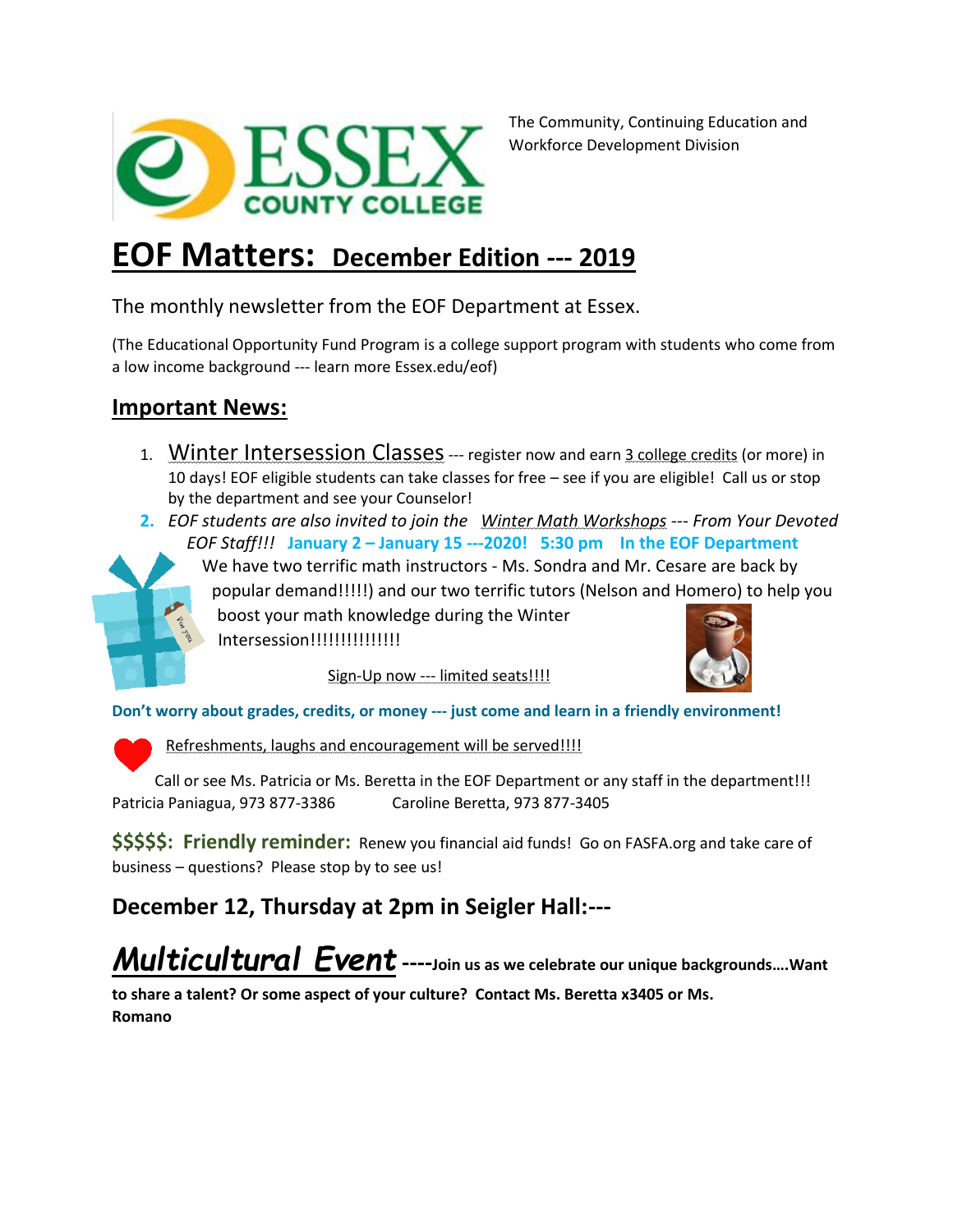ESSEX COUNTY COLLEGE

The Community, Continuing Education and Workforce Development Division

# EOF Matters: December Edition --- 2019

The monthly newsletter from the EOF Department at Essex.

(The Educational Opportunity Fund Program is a college support program with students who come from a low income background --- learn more Essex.edu/eof)

## Important News:

1. Winter Intersession Classes --- register now and earn 3 college credits (or more) in 10 days! EOF eligible students can take classes for free – see if you are eligible! Call us or stop by the department and see your Counselor!
2. *EOF students are also invited to join the Winter Math Workshops --- From Your Devoted EOF Staff!!!* **January 2 – January 15 ---2020! 5:30 pm In the EOF Department**

   We have two terrific math instructors - Ms. Sondra and Mr. Cesare are back by popular demand!!!!!) and our two terrific tutors (Nelson and Homero) to help you boost your math knowledge during the Winter Intersession!!!!!!!!!!!!!!!

   Sign-Up now --- limited seats!!!!

**Don't worry about grades, credits, or money --- just come and learn in a friendly environment!**

Refreshments, laughs and encouragement will be served!!!!

Call or see Ms. Patricia or Ms. Beretta in the EOF Department or any staff in the department!!!
Patricia Paniagua, 973 877-3386 Caroline Beretta, 973 877-3405

**$$$$$: Friendly reminder:** Renew you financial aid funds! Go on FASFA.org and take care of business – questions? Please stop by to see us!

### December 12, Thursday at 2pm in Seigler Hall:---

***Multicultural Event*** **----Join us as we celebrate our unique backgrounds….Want to share a talent? Or some aspect of your culture? Contact Ms. Beretta x3405 or Ms. Romano**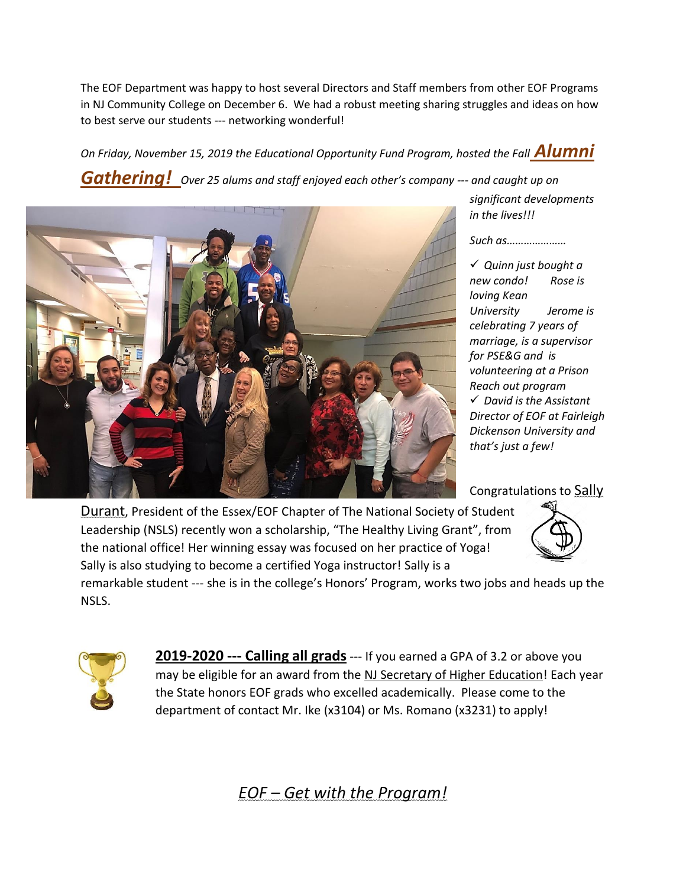The EOF Department was happy to host several Directors and Staff members from other EOF Programs in NJ Community College on December 6. We had a robust meeting sharing struggles and ideas on how to best serve our students --- networking wonderful!

*On Friday, November 15, 2019 the Educational Opportunity Fund Program, hosted the Fall* ***Alumni Gathering!*** *Over 25 alums and staff enjoyed each other's company --- and caught up on significant developments in the lives!!!*

*Such as…………………*

- ✓ *Quinn just bought a new condo! Rose is loving Kean University Jerome is celebrating 7 years of marriage, is a supervisor for PSE&G and is volunteering at a Prison Reach out program*
- ✓ *David is the Assistant Director of EOF at Fairleigh Dickenson University and that's just a few!*

Congratulations to Sally Durant, President of the Essex/EOF Chapter of The National Society of Student Leadership (NSLS) recently won a scholarship, "The Healthy Living Grant", from the national office! Her winning essay was focused on her practice of Yoga! Sally is also studying to become a certified Yoga instructor! Sally is a remarkable student --- she is in the college's Honors' Program, works two jobs and heads up the NSLS.

**2019-2020 --- Calling all grads** --- If you earned a GPA of 3.2 or above you may be eligible for an award from the NJ Secretary of Higher Education! Each year the State honors EOF grads who excelled academically. Please come to the department of contact Mr. Ike (x3104) or Ms. Romano (x3231) to apply!

*EOF – Get with the Program!*